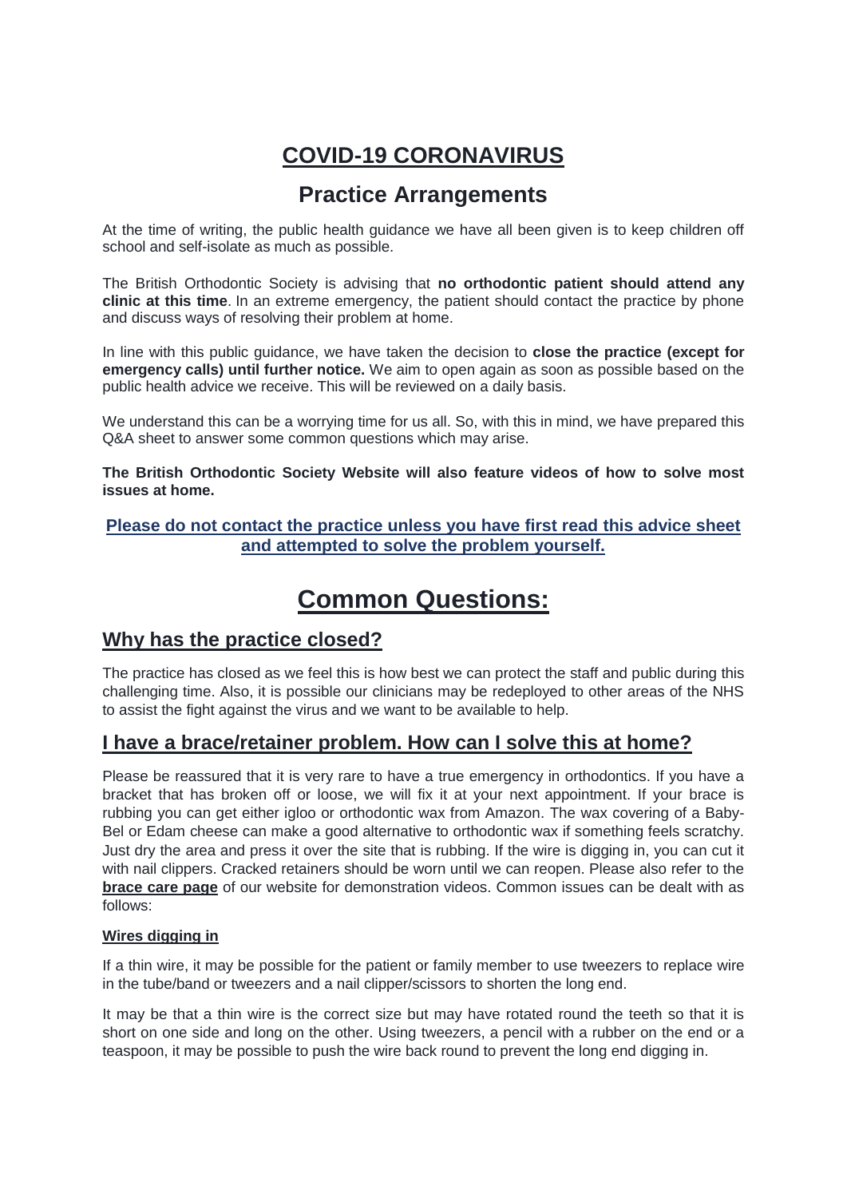# COVID-19 CORONAVIRUS

## Practice Arrangements

At the time of writing, the public health guidance we have all been given is to keep children off school and self-isolate as much as possible.

The British Orthodontic Society is advising that **no orthodontic patient should attend any clinic at this time**. In an extreme emergency, the patient should contact the practice by phone and discuss ways of resolving their problem at home.

In line with this public guidance, we have taken the decision to **close the practice (except for emergency calls) until further notice.** We aim to open again as soon as possible based on the public health advice we receive. This will be reviewed on a daily basis.

We understand this can be a worrying time for us all. So, with this in mind, we have prepared this Q&A sheet to answer some common questions which may arise.

**The British Orthodontic Society Website will also feature videos of how to solve most issues at home.**

**Please do not contact the practice unless you have first read this advice sheet and attempted to solve the problem yourself.**

# Common Questions:

## Why has the practice closed?

The practice has closed as we feel this is how best we can protect the staff and public during this challenging time. Also, it is possible our clinicians may be redeployed to other areas of the NHS to assist the fight against the virus and we want to be available to help.

## I have a brace/retainer problem. How can I solve this at home?

Please be reassured that it is very rare to have a true emergency in orthodontics. If you have a bracket that has broken off or loose, we will fix it at your next appointment. If your brace is rubbing you can get either igloo or orthodontic wax from Amazon. The wax covering of a Baby-Bel or Edam cheese can make a good alternative to orthodontic wax if something feels scratchy. Just dry the area and press it over the site that is rubbing. If the wire is digging in, you can cut it with nail clippers. Cracked retainers should be worn until we can reopen. Please also refer to the **brace care page** of our website for demonstration videos. Common issues can be dealt with as follows:

### Wires digging in

If a thin wire, it may be possible for the patient or family member to use tweezers to replace wire in the tube/band or tweezers and a nail clipper/scissors to shorten the long end.

It may be that a thin wire is the correct size but may have rotated round the teeth so that it is short on one side and long on the other. Using tweezers, a pencil with a rubber on the end or a teaspoon, it may be possible to push the wire back round to prevent the long end digging in.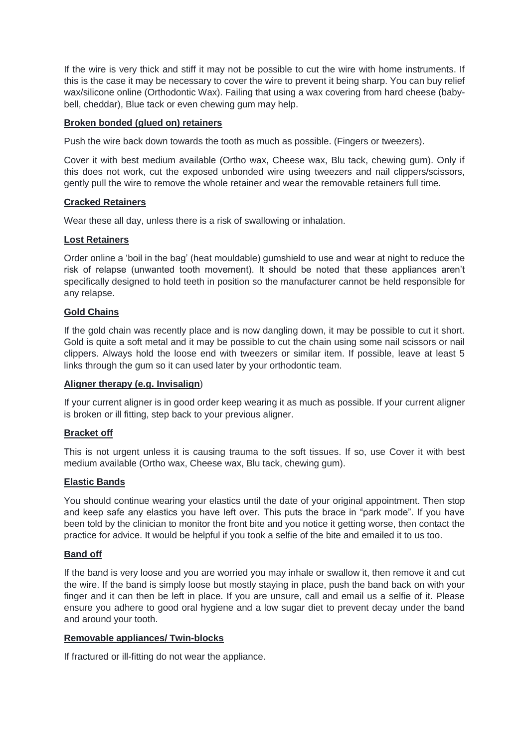If the wire is very thick and stiff it may not be possible to cut the wire with home instruments. If this is the case it may be necessary to cover the wire to prevent it being sharp. You can buy relief wax/silicone online (Orthodontic Wax). Failing that using a wax covering from hard cheese (baby-bell, cheddar), Blue tack or even chewing gum may help.

**Broken bonded (glued on) retainers**

Push the wire back down towards the tooth as much as possible. (Fingers or tweezers).

Cover it with best medium available (Ortho wax, Cheese wax, Blu tack, chewing gum). Only if this does not work, cut the exposed unbonded wire using tweezers and nail clippers/scissors, gently pull the wire to remove the whole retainer and wear the removable retainers full time.

**Cracked Retainers**

Wear these all day, unless there is a risk of swallowing or inhalation.

**Lost Retainers**

Order online a 'boil in the bag' (heat mouldable) gumshield to use and wear at night to reduce the risk of relapse (unwanted tooth movement). It should be noted that these appliances aren't specifically designed to hold teeth in position so the manufacturer cannot be held responsible for any relapse.

**Gold Chains**

If the gold chain was recently place and is now dangling down, it may be possible to cut it short. Gold is quite a soft metal and it may be possible to cut the chain using some nail scissors or nail clippers. Always hold the loose end with tweezers or similar item. If possible, leave at least 5 links through the gum so it can used later by your orthodontic team.

**Aligner therapy (e.g. Invisalign**)

If your current aligner is in good order keep wearing it as much as possible. If your current aligner is broken or ill fitting, step back to your previous aligner.

**Bracket off**

This is not urgent unless it is causing trauma to the soft tissues. If so, use Cover it with best medium available (Ortho wax, Cheese wax, Blu tack, chewing gum).

**Elastic Bands**

You should continue wearing your elastics until the date of your original appointment. Then stop and keep safe any elastics you have left over. This puts the brace in "park mode". If you have been told by the clinician to monitor the front bite and you notice it getting worse, then contact the practice for advice. It would be helpful if you took a selfie of the bite and emailed it to us too.

**Band off**

If the band is very loose and you are worried you may inhale or swallow it, then remove it and cut the wire. If the band is simply loose but mostly staying in place, push the band back on with your finger and it can then be left in place. If you are unsure, call and email us a selfie of it. Please ensure you adhere to good oral hygiene and a low sugar diet to prevent decay under the band and around your tooth.

**Removable appliances/ Twin-blocks**

If fractured or ill-fitting do not wear the appliance.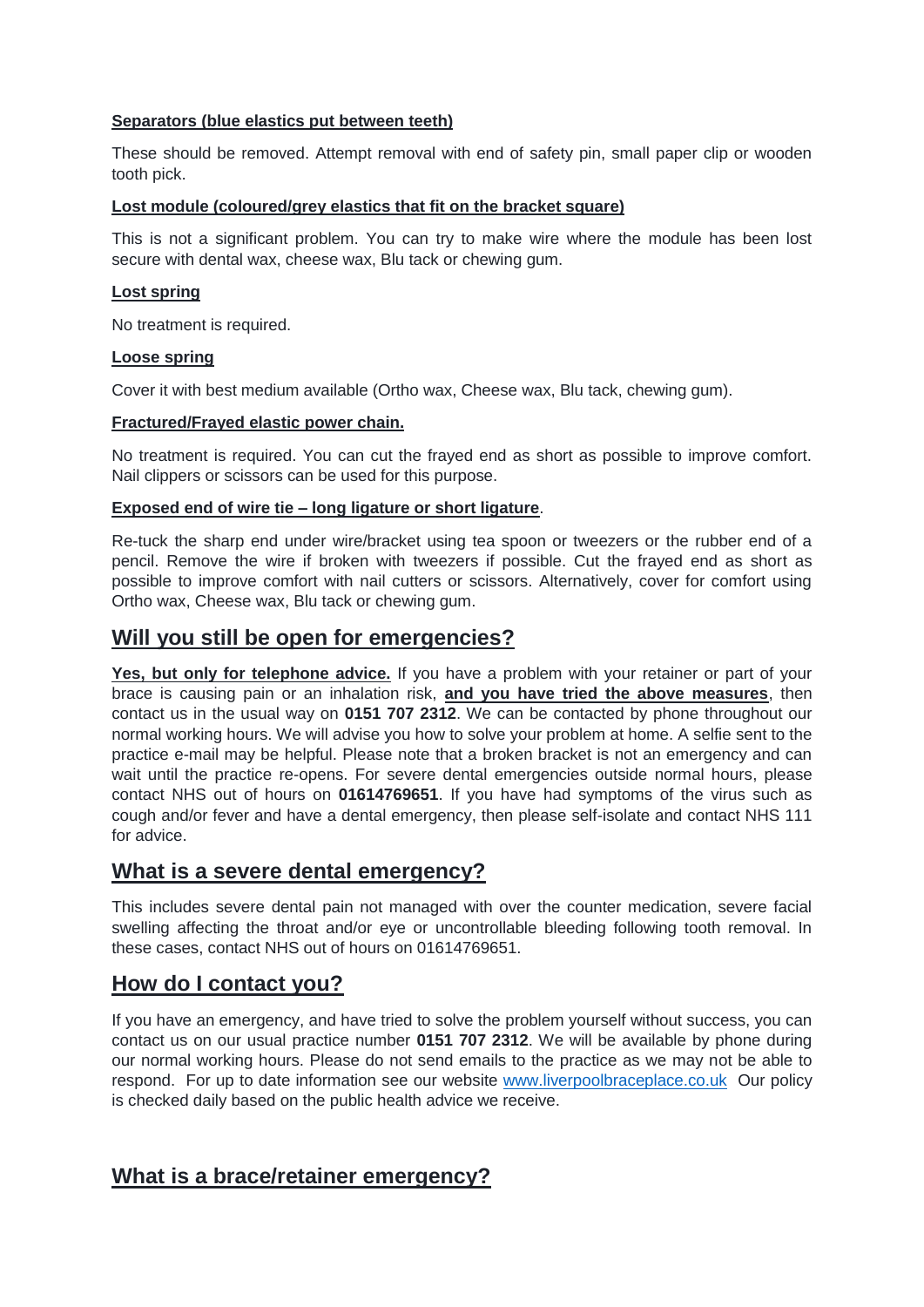**Separators (blue elastics put between teeth)**

These should be removed. Attempt removal with end of safety pin, small paper clip or wooden tooth pick.

**Lost module (coloured/grey elastics that fit on the bracket square)**

This is not a significant problem. You can try to make wire where the module has been lost secure with dental wax, cheese wax, Blu tack or chewing gum.

**Lost spring**

No treatment is required.

**Loose spring**

Cover it with best medium available (Ortho wax, Cheese wax, Blu tack, chewing gum).

**Fractured/Frayed elastic power chain.**

No treatment is required. You can cut the frayed end as short as possible to improve comfort. Nail clippers or scissors can be used for this purpose.

**Exposed end of wire tie – long ligature or short ligature**.

Re-tuck the sharp end under wire/bracket using tea spoon or tweezers or the rubber end of a pencil. Remove the wire if broken with tweezers if possible. Cut the frayed end as short as possible to improve comfort with nail cutters or scissors. Alternatively, cover for comfort using Ortho wax, Cheese wax, Blu tack or chewing gum.

## Will you still be open for emergencies?

**Yes, but only for telephone advice.** If you have a problem with your retainer or part of your brace is causing pain or an inhalation risk, **and you have tried the above measures**, then contact us in the usual way on **0151 707 2312**. We can be contacted by phone throughout our normal working hours. We will advise you how to solve your problem at home. A selfie sent to the practice e-mail may be helpful. Please note that a broken bracket is not an emergency and can wait until the practice re-opens. For severe dental emergencies outside normal hours, please contact NHS out of hours on **01614769651**. If you have had symptoms of the virus such as cough and/or fever and have a dental emergency, then please self-isolate and contact NHS 111 for advice.

## What is a severe dental emergency?

This includes severe dental pain not managed with over the counter medication, severe facial swelling affecting the throat and/or eye or uncontrollable bleeding following tooth removal. In these cases, contact NHS out of hours on 01614769651.

## How do I contact you?

If you have an emergency, and have tried to solve the problem yourself without success, you can contact us on our usual practice number **0151 707 2312**. We will be available by phone during our normal working hours. Please do not send emails to the practice as we may not be able to respond. For up to date information see our website [www.liverpoolbraceplace.co.uk](http://www.liverpoolbraceplace.co.uk) Our policy is checked daily based on the public health advice we receive.

## What is a brace/retainer emergency?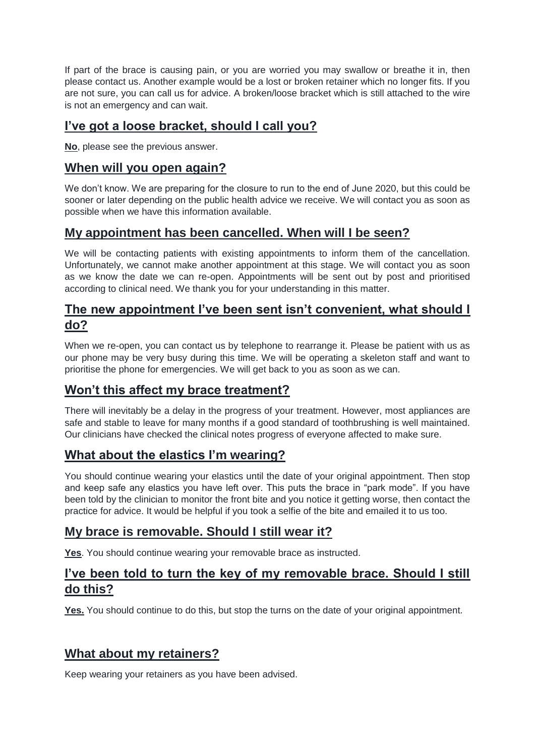If part of the brace is causing pain, or you are worried you may swallow or breathe it in, then please contact us. Another example would be a lost or broken retainer which no longer fits. If you are not sure, you can call us for advice. A broken/loose bracket which is still attached to the wire is not an emergency and can wait.

## I've got a loose bracket, should I call you?

**No**, please see the previous answer.

## When will you open again?

We don't know. We are preparing for the closure to run to the end of June 2020, but this could be sooner or later depending on the public health advice we receive. We will contact you as soon as possible when we have this information available.

## My appointment has been cancelled. When will I be seen?

We will be contacting patients with existing appointments to inform them of the cancellation. Unfortunately, we cannot make another appointment at this stage. We will contact you as soon as we know the date we can re-open. Appointments will be sent out by post and prioritised according to clinical need. We thank you for your understanding in this matter.

## The new appointment I've been sent isn't convenient, what should I do?

When we re-open, you can contact us by telephone to rearrange it. Please be patient with us as our phone may be very busy during this time. We will be operating a skeleton staff and want to prioritise the phone for emergencies. We will get back to you as soon as we can.

## Won't this affect my brace treatment?

There will inevitably be a delay in the progress of your treatment. However, most appliances are safe and stable to leave for many months if a good standard of toothbrushing is well maintained. Our clinicians have checked the clinical notes progress of everyone affected to make sure.

## What about the elastics I'm wearing?

You should continue wearing your elastics until the date of your original appointment. Then stop and keep safe any elastics you have left over. This puts the brace in "park mode". If you have been told by the clinician to monitor the front bite and you notice it getting worse, then contact the practice for advice. It would be helpful if you took a selfie of the bite and emailed it to us too.

## My brace is removable. Should I still wear it?

**Yes**. You should continue wearing your removable brace as instructed.

## I've been told to turn the key of my removable brace. Should I still do this?

**Yes.** You should continue to do this, but stop the turns on the date of your original appointment.

## What about my retainers?

Keep wearing your retainers as you have been advised.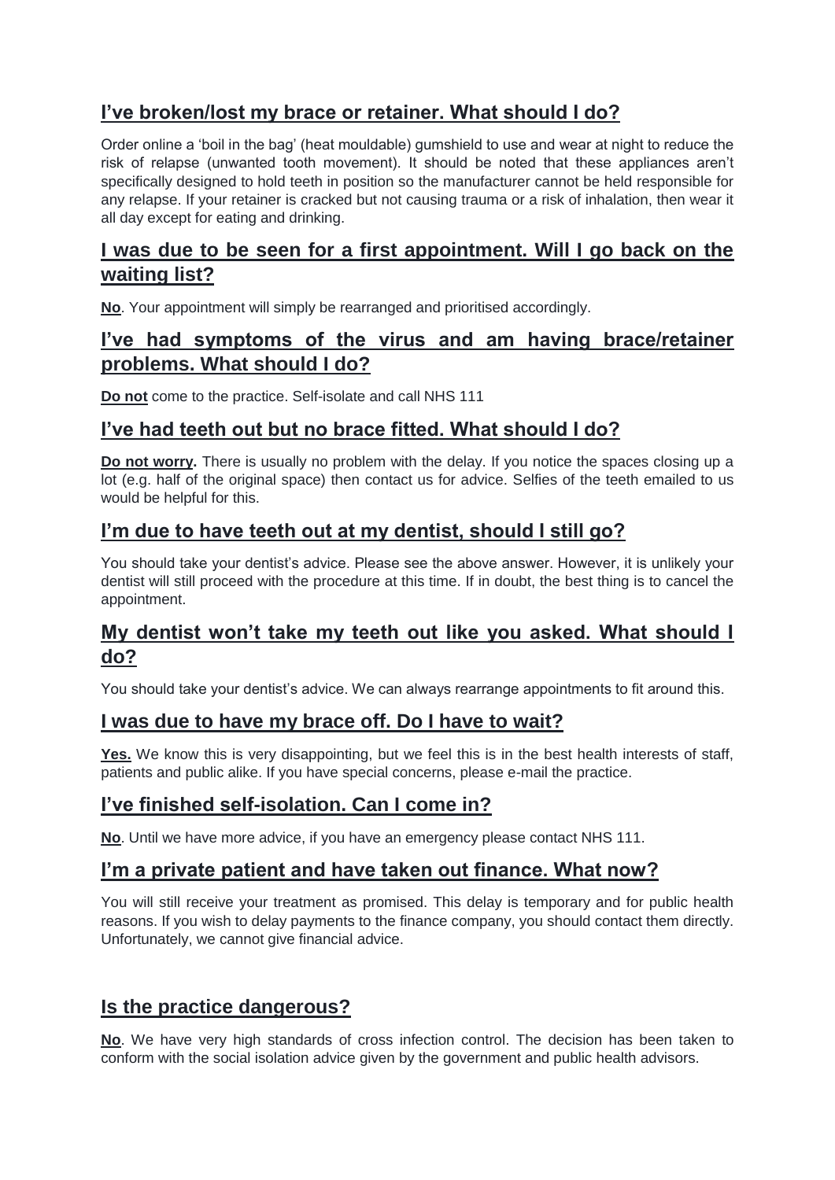## I've broken/lost my brace or retainer. What should I do?

Order online a 'boil in the bag' (heat mouldable) gumshield to use and wear at night to reduce the risk of relapse (unwanted tooth movement). It should be noted that these appliances aren't specifically designed to hold teeth in position so the manufacturer cannot be held responsible for any relapse. If your retainer is cracked but not causing trauma or a risk of inhalation, then wear it all day except for eating and drinking.

## I was due to be seen for a first appointment. Will I go back on the waiting list?

**No**. Your appointment will simply be rearranged and prioritised accordingly.

## I've had symptoms of the virus and am having brace/retainer problems. What should I do?

**Do not** come to the practice. Self-isolate and call NHS 111

## I've had teeth out but no brace fitted. What should I do?

**Do not worry.** There is usually no problem with the delay. If you notice the spaces closing up a lot (e.g. half of the original space) then contact us for advice. Selfies of the teeth emailed to us would be helpful for this.

## I'm due to have teeth out at my dentist, should I still go?

You should take your dentist's advice. Please see the above answer. However, it is unlikely your dentist will still proceed with the procedure at this time. If in doubt, the best thing is to cancel the appointment.

## My dentist won't take my teeth out like you asked. What should I do?

You should take your dentist's advice. We can always rearrange appointments to fit around this.

## I was due to have my brace off. Do I have to wait?

**Yes.** We know this is very disappointing, but we feel this is in the best health interests of staff, patients and public alike. If you have special concerns, please e-mail the practice.

## I've finished self-isolation. Can I come in?

**No**. Until we have more advice, if you have an emergency please contact NHS 111.

## I'm a private patient and have taken out finance. What now?

You will still receive your treatment as promised. This delay is temporary and for public health reasons. If you wish to delay payments to the finance company, you should contact them directly. Unfortunately, we cannot give financial advice.

## Is the practice dangerous?

**No**. We have very high standards of cross infection control. The decision has been taken to conform with the social isolation advice given by the government and public health advisors.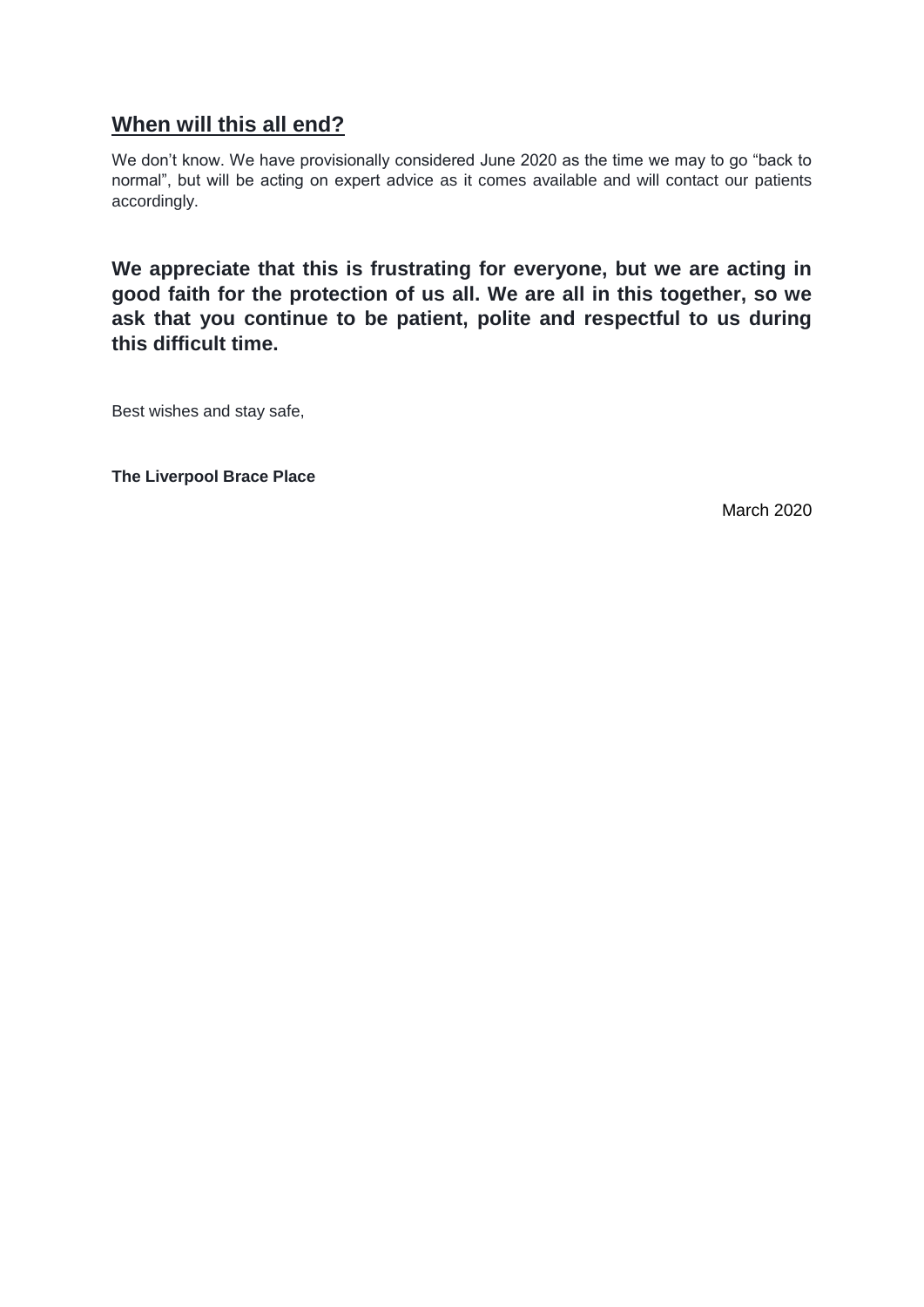## **When will this all end?**

We don't know. We have provisionally considered June 2020 as the time we may to go "back to normal", but will be acting on expert advice as it comes available and will contact our patients accordingly.

**We appreciate that this is frustrating for everyone, but we are acting in good faith for the protection of us all. We are all in this together, so we ask that you continue to be patient, polite and respectful to us during this difficult time.**

Best wishes and stay safe,

**The Liverpool Brace Place**

March 2020